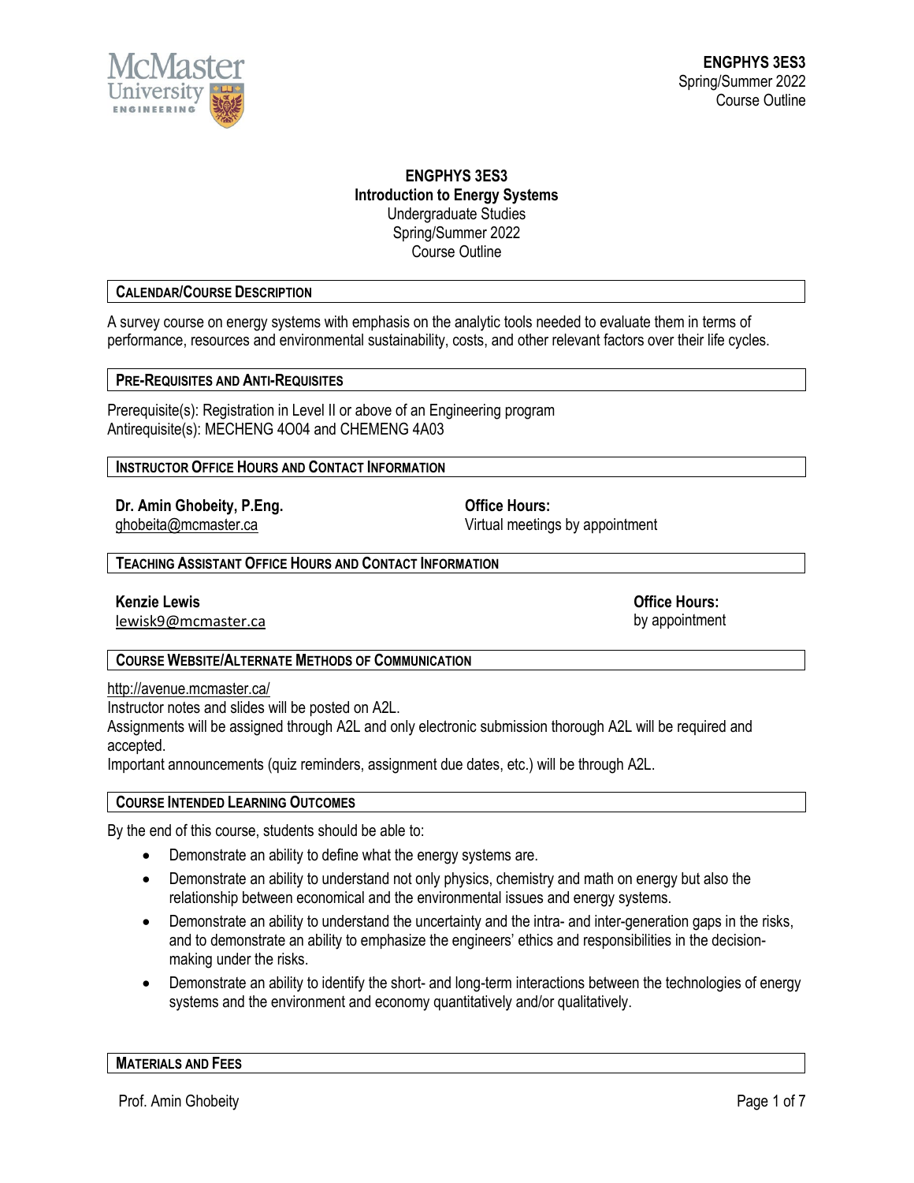# ENGPHYS 3ES3
## Introduction to Energy Systems

Undergraduate Studies
Spring/Summer 2022
Course Outline

### CALENDAR/COURSE DESCRIPTION

A survey course on energy systems with emphasis on the analytic tools needed to evaluate them in terms of performance, resources and environmental sustainability, costs, and other relevant factors over their life cycles.

### PRE-REQUISITES AND ANTI-REQUISITES

Prerequisite(s): Registration in Level II or above of an Engineering program
Antirequisite(s): MECHENG 4O04 and CHEMENG 4A03

### INSTRUCTOR OFFICE HOURS AND CONTACT INFORMATION

**Dr. Amin Ghobeity, P.Eng.**
ghobeita@mcmaster.ca

**Office Hours:**
Virtual meetings by appointment

### TEACHING ASSISTANT OFFICE HOURS AND CONTACT INFORMATION

**Kenzie Lewis**
lewisk9@mcmaster.ca

**Office Hours:**
by appointment

### COURSE WEBSITE/ALTERNATE METHODS OF COMMUNICATION

http://avenue.mcmaster.ca/
Instructor notes and slides will be posted on A2L.
Assignments will be assigned through A2L and only electronic submission thorough A2L will be required and accepted.
Important announcements (quiz reminders, assignment due dates, etc.) will be through A2L.

### COURSE INTENDED LEARNING OUTCOMES

By the end of this course, students should be able to:

- Demonstrate an ability to define what the energy systems are.
- Demonstrate an ability to understand not only physics, chemistry and math on energy but also the relationship between economical and the environmental issues and energy systems.
- Demonstrate an ability to understand the uncertainty and the intra- and inter-generation gaps in the risks, and to demonstrate an ability to emphasize the engineers' ethics and responsibilities in the decision-making under the risks.
- Demonstrate an ability to identify the short- and long-term interactions between the technologies of energy systems and the environment and economy quantitatively and/or qualitatively.

### MATERIALS AND FEES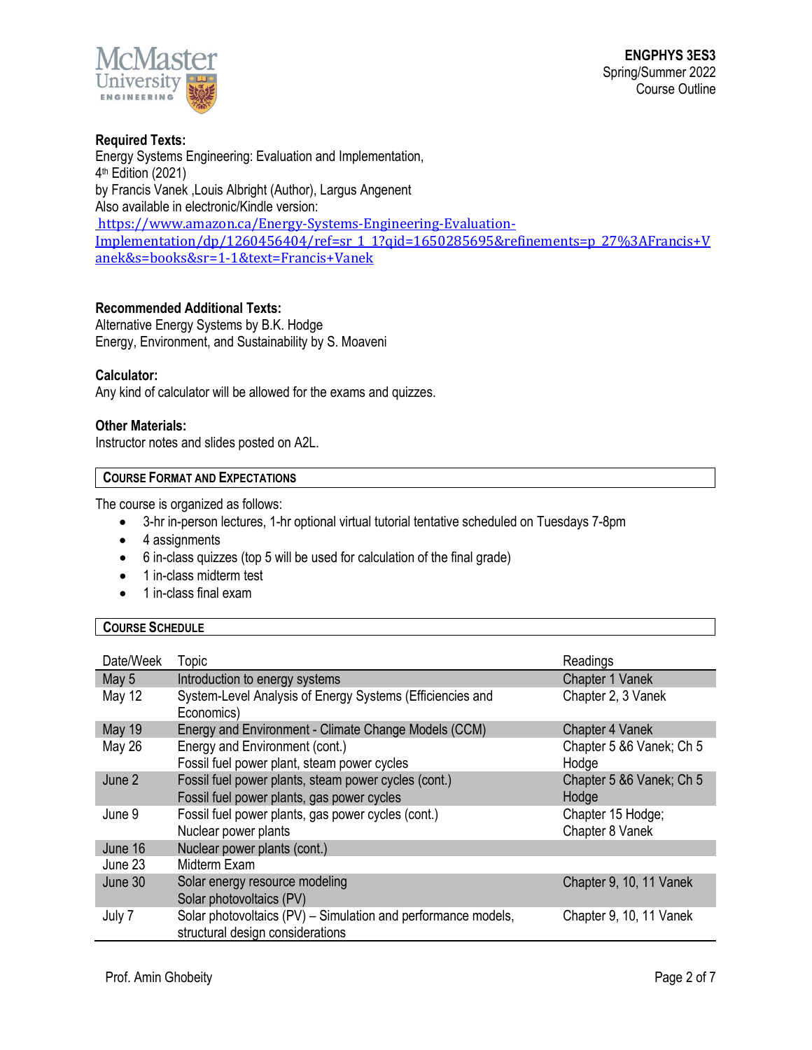**Required Texts:**
Energy Systems Engineering: Evaluation and Implementation,
4th Edition (2021)
by Francis Vanek ,Louis Albright (Author), Largus Angenent
Also available in electronic/Kindle version:
https://www.amazon.ca/Energy-Systems-Engineering-Evaluation-Implementation/dp/1260456404/ref=sr_1_1?qid=1650285695&refinements=p_27%3AFrancis+Vanek&s=books&sr=1-1&text=Francis+Vanek

**Recommended Additional Texts:**
Alternative Energy Systems by B.K. Hodge
Energy, Environment, and Sustainability by S. Moaveni

**Calculator:**
Any kind of calculator will be allowed for the exams and quizzes.

**Other Materials:**
Instructor notes and slides posted on A2L.

## COURSE FORMAT AND EXPECTATIONS

The course is organized as follows:

- 3-hr in-person lectures, 1-hr optional virtual tutorial tentative scheduled on Tuesdays 7-8pm
- 4 assignments
- 6 in-class quizzes (top 5 will be used for calculation of the final grade)
- 1 in-class midterm test
- 1 in-class final exam

## COURSE SCHEDULE

| Date/Week | Topic | Readings |
|---|---|---|
| May 5 | Introduction to energy systems | Chapter 1 Vanek |
| May 12 | System-Level Analysis of Energy Systems (Efficiencies and Economics) | Chapter 2, 3 Vanek |
| May 19 | Energy and Environment - Climate Change Models (CCM) | Chapter 4 Vanek |
| May 26 | Energy and Environment (cont.)<br>Fossil fuel power plant, steam power cycles | Chapter 5 &6 Vanek; Ch 5 Hodge |
| June 2 | Fossil fuel power plants, steam power cycles (cont.)<br>Fossil fuel power plants, gas power cycles | Chapter 5 &6 Vanek; Ch 5 Hodge |
| June 9 | Fossil fuel power plants, gas power cycles (cont.)<br>Nuclear power plants | Chapter 15 Hodge;<br>Chapter 8 Vanek |
| June 16 | Nuclear power plants (cont.) | |
| June 23 | Midterm Exam | |
| June 30 | Solar energy resource modeling<br>Solar photovoltaics (PV) | Chapter 9, 10, 11 Vanek |
| July 7 | Solar photovoltaics (PV) – Simulation and performance models, structural design considerations | Chapter 9, 10, 11 Vanek |

Prof. Amin Ghobeity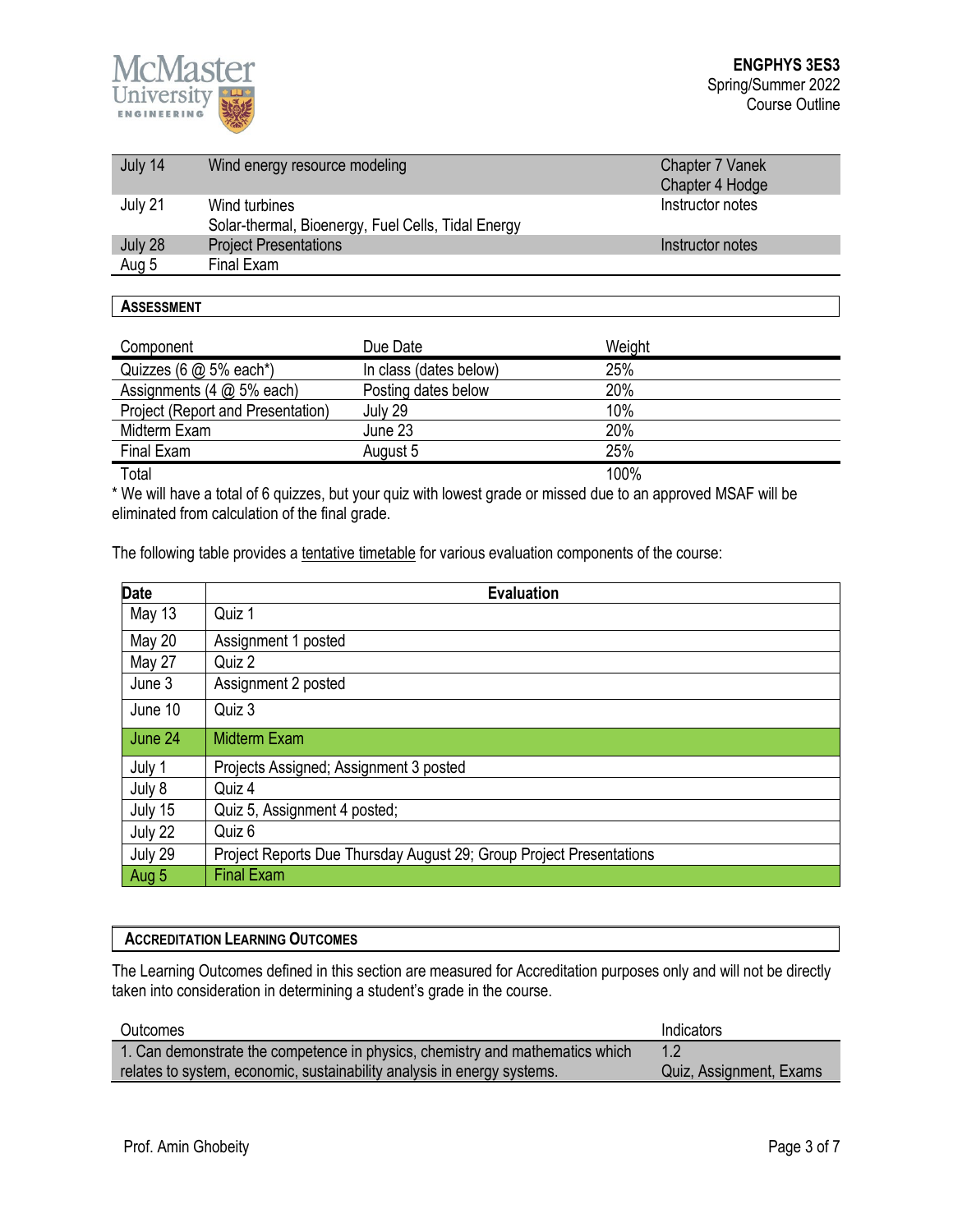| | | |
|---|---|---|
| July 14 | Wind energy resource modeling | Chapter 7 Vanek<br>Chapter 4 Hodge |
| July 21 | Wind turbines<br>Solar-thermal, Bioenergy, Fuel Cells, Tidal Energy | Instructor notes |
| July 28 | Project Presentations | Instructor notes |
| Aug 5 | Final Exam | |

## ASSESSMENT

| Component | Due Date | Weight |
|---|---|---|
| Quizzes (6 @ 5% each*) | In class (dates below) | 25% |
| Assignments (4 @ 5% each) | Posting dates below | 20% |
| Project (Report and Presentation) | July 29 | 10% |
| Midterm Exam | June 23 | 20% |
| Final Exam | August 5 | 25% |
| Total | | 100% |

* We will have a total of 6 quizzes, but your quiz with lowest grade or missed due to an approved MSAF will be eliminated from calculation of the final grade.

The following table provides a tentative timetable for various evaluation components of the course:

| Date | Evaluation |
|---|---|
| May 13 | Quiz 1 |
| May 20 | Assignment 1 posted |
| May 27 | Quiz 2 |
| June 3 | Assignment 2 posted |
| June 10 | Quiz 3 |
| June 24 | Midterm Exam |
| July 1 | Projects Assigned; Assignment 3 posted |
| July 8 | Quiz 4 |
| July 15 | Quiz 5, Assignment 4 posted; |
| July 22 | Quiz 6 |
| July 29 | Project Reports Due Thursday August 29; Group Project Presentations |
| Aug 5 | Final Exam |

## ACCREDITATION LEARNING OUTCOMES

The Learning Outcomes defined in this section are measured for Accreditation purposes only and will not be directly taken into consideration in determining a student's grade in the course.

| Outcomes | Indicators |
|---|---|
| 1. Can demonstrate the competence in physics, chemistry and mathematics which relates to system, economic, sustainability analysis in energy systems. | 1.2<br>Quiz, Assignment, Exams |

Prof. Amin Ghobeity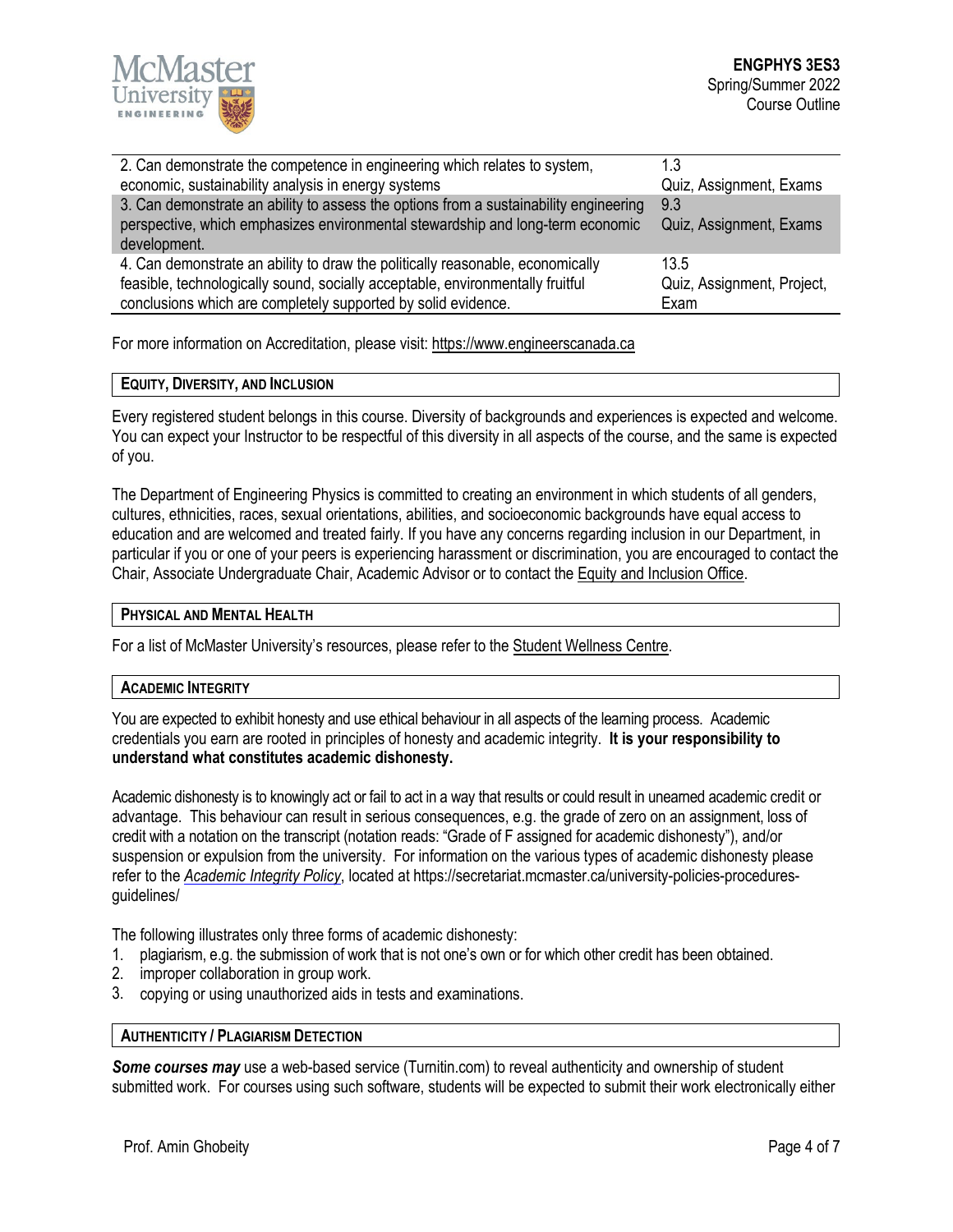| | |
|---|---|
| 2. Can demonstrate the competence in engineering which relates to system, economic, sustainability analysis in energy systems | 1.3<br>Quiz, Assignment, Exams |
| 3. Can demonstrate an ability to assess the options from a sustainability engineering perspective, which emphasizes environmental stewardship and long-term economic development. | 9.3<br>Quiz, Assignment, Exams |
| 4. Can demonstrate an ability to draw the politically reasonable, economically feasible, technologically sound, socially acceptable, environmentally fruitful conclusions which are completely supported by solid evidence. | 13.5<br>Quiz, Assignment, Project, Exam |

For more information on Accreditation, please visit: https://www.engineerscanada.ca

## EQUITY, DIVERSITY, AND INCLUSION

Every registered student belongs in this course. Diversity of backgrounds and experiences is expected and welcome. You can expect your Instructor to be respectful of this diversity in all aspects of the course, and the same is expected of you.

The Department of Engineering Physics is committed to creating an environment in which students of all genders, cultures, ethnicities, races, sexual orientations, abilities, and socioeconomic backgrounds have equal access to education and are welcomed and treated fairly. If you have any concerns regarding inclusion in our Department, in particular if you or one of your peers is experiencing harassment or discrimination, you are encouraged to contact the Chair, Associate Undergraduate Chair, Academic Advisor or to contact the Equity and Inclusion Office.

## PHYSICAL AND MENTAL HEALTH

For a list of McMaster University's resources, please refer to the Student Wellness Centre.

## ACADEMIC INTEGRITY

You are expected to exhibit honesty and use ethical behaviour in all aspects of the learning process. Academic credentials you earn are rooted in principles of honesty and academic integrity. **It is your responsibility to understand what constitutes academic dishonesty.**

Academic dishonesty is to knowingly act or fail to act in a way that results or could result in unearned academic credit or advantage. This behaviour can result in serious consequences, e.g. the grade of zero on an assignment, loss of credit with a notation on the transcript (notation reads: "Grade of F assigned for academic dishonesty"), and/or suspension or expulsion from the university. For information on the various types of academic dishonesty please refer to the *Academic Integrity Policy*, located at https://secretariat.mcmaster.ca/university-policies-procedures-guidelines/

The following illustrates only three forms of academic dishonesty:

1. plagiarism, e.g. the submission of work that is not one's own or for which other credit has been obtained.
2. improper collaboration in group work.
3. copying or using unauthorized aids in tests and examinations.

## AUTHENTICITY / PLAGIARISM DETECTION

***Some courses may*** use a web-based service (Turnitin.com) to reveal authenticity and ownership of student submitted work. For courses using such software, students will be expected to submit their work electronically either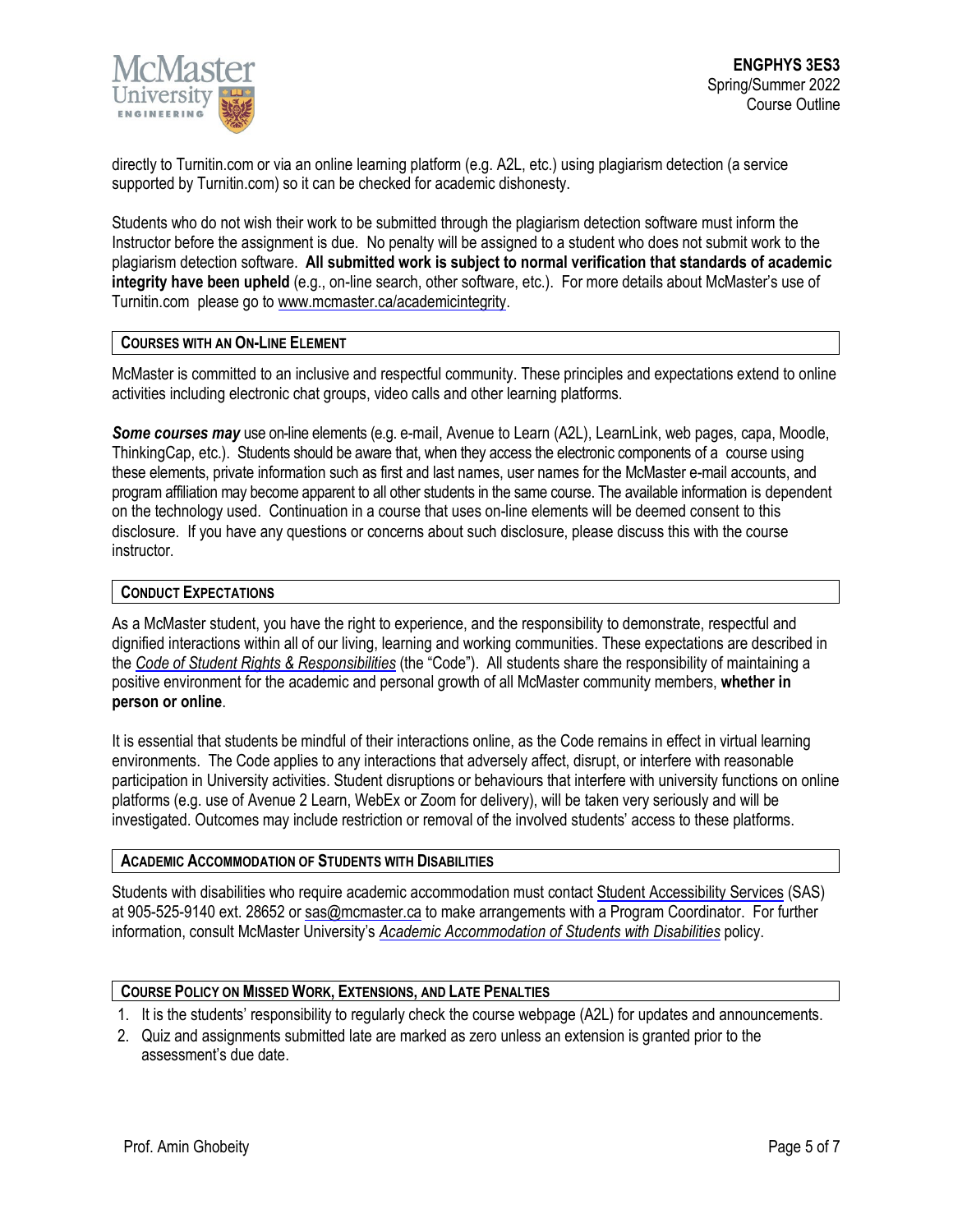directly to Turnitin.com or via an online learning platform (e.g. A2L, etc.) using plagiarism detection (a service supported by Turnitin.com) so it can be checked for academic dishonesty.

Students who do not wish their work to be submitted through the plagiarism detection software must inform the Instructor before the assignment is due. No penalty will be assigned to a student who does not submit work to the plagiarism detection software. **All submitted work is subject to normal verification that standards of academic integrity have been upheld** (e.g., on-line search, other software, etc.). For more details about McMaster's use of Turnitin.com please go to www.mcmaster.ca/academicintegrity.

## Courses with an On-Line Element

McMaster is committed to an inclusive and respectful community. These principles and expectations extend to online activities including electronic chat groups, video calls and other learning platforms.

***Some courses may*** use on-line elements (e.g. e-mail, Avenue to Learn (A2L), LearnLink, web pages, capa, Moodle, ThinkingCap, etc.). Students should be aware that, when they access the electronic components of a course using these elements, private information such as first and last names, user names for the McMaster e-mail accounts, and program affiliation may become apparent to all other students in the same course. The available information is dependent on the technology used. Continuation in a course that uses on-line elements will be deemed consent to this disclosure. If you have any questions or concerns about such disclosure, please discuss this with the course instructor.

## Conduct Expectations

As a McMaster student, you have the right to experience, and the responsibility to demonstrate, respectful and dignified interactions within all of our living, learning and working communities. These expectations are described in the *Code of Student Rights & Responsibilities* (the "Code"). All students share the responsibility of maintaining a positive environment for the academic and personal growth of all McMaster community members, **whether in person or online**.

It is essential that students be mindful of their interactions online, as the Code remains in effect in virtual learning environments. The Code applies to any interactions that adversely affect, disrupt, or interfere with reasonable participation in University activities. Student disruptions or behaviours that interfere with university functions on online platforms (e.g. use of Avenue 2 Learn, WebEx or Zoom for delivery), will be taken very seriously and will be investigated. Outcomes may include restriction or removal of the involved students' access to these platforms.

## Academic Accommodation of Students with Disabilities

Students with disabilities who require academic accommodation must contact Student Accessibility Services (SAS) at 905-525-9140 ext. 28652 or sas@mcmaster.ca to make arrangements with a Program Coordinator. For further information, consult McMaster University's *Academic Accommodation of Students with Disabilities* policy.

## Course Policy on Missed Work, Extensions, and Late Penalties

1. It is the students' responsibility to regularly check the course webpage (A2L) for updates and announcements.
2. Quiz and assignments submitted late are marked as zero unless an extension is granted prior to the assessment's due date.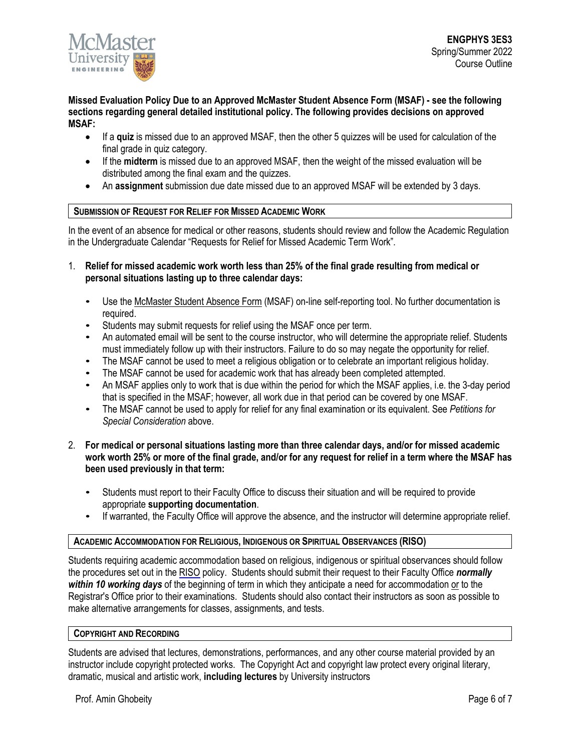**Missed Evaluation Policy Due to an Approved McMaster Student Absence Form (MSAF) - see the following sections regarding general detailed institutional policy. The following provides decisions on approved MSAF:**

- If a **quiz** is missed due to an approved MSAF, then the other 5 quizzes will be used for calculation of the final grade in quiz category.
- If the **midterm** is missed due to an approved MSAF, then the weight of the missed evaluation will be distributed among the final exam and the quizzes.
- An **assignment** submission due date missed due to an approved MSAF will be extended by 3 days.

## SUBMISSION OF REQUEST FOR RELIEF FOR MISSED ACADEMIC WORK

In the event of an absence for medical or other reasons, students should review and follow the Academic Regulation in the Undergraduate Calendar "Requests for Relief for Missed Academic Term Work".

1. **Relief for missed academic work worth less than 25% of the final grade resulting from medical or personal situations lasting up to three calendar days:**
   - Use the McMaster Student Absence Form (MSAF) on-line self-reporting tool. No further documentation is required.
   - Students may submit requests for relief using the MSAF once per term.
   - An automated email will be sent to the course instructor, who will determine the appropriate relief. Students must immediately follow up with their instructors. Failure to do so may negate the opportunity for relief.
   - The MSAF cannot be used to meet a religious obligation or to celebrate an important religious holiday.
   - The MSAF cannot be used for academic work that has already been completed attempted.
   - An MSAF applies only to work that is due within the period for which the MSAF applies, i.e. the 3-day period that is specified in the MSAF; however, all work due in that period can be covered by one MSAF.
   - The MSAF cannot be used to apply for relief for any final examination or its equivalent. See *Petitions for Special Consideration* above.

2. **For medical or personal situations lasting more than three calendar days, and/or for missed academic work worth 25% or more of the final grade, and/or for any request for relief in a term where the MSAF has been used previously in that term:**
   - Students must report to their Faculty Office to discuss their situation and will be required to provide appropriate **supporting documentation**.
   - If warranted, the Faculty Office will approve the absence, and the instructor will determine appropriate relief.

## ACADEMIC ACCOMMODATION FOR RELIGIOUS, INDIGENOUS OR SPIRITUAL OBSERVANCES (RISO)

Students requiring academic accommodation based on religious, indigenous or spiritual observances should follow the procedures set out in the RISO policy. Students should submit their request to their Faculty Office ***normally within 10 working days*** of the beginning of term in which they anticipate a need for accommodation or to the Registrar's Office prior to their examinations. Students should also contact their instructors as soon as possible to make alternative arrangements for classes, assignments, and tests.

## COPYRIGHT AND RECORDING

Students are advised that lectures, demonstrations, performances, and any other course material provided by an instructor include copyright protected works. The Copyright Act and copyright law protect every original literary, dramatic, musical and artistic work, **including lectures** by University instructors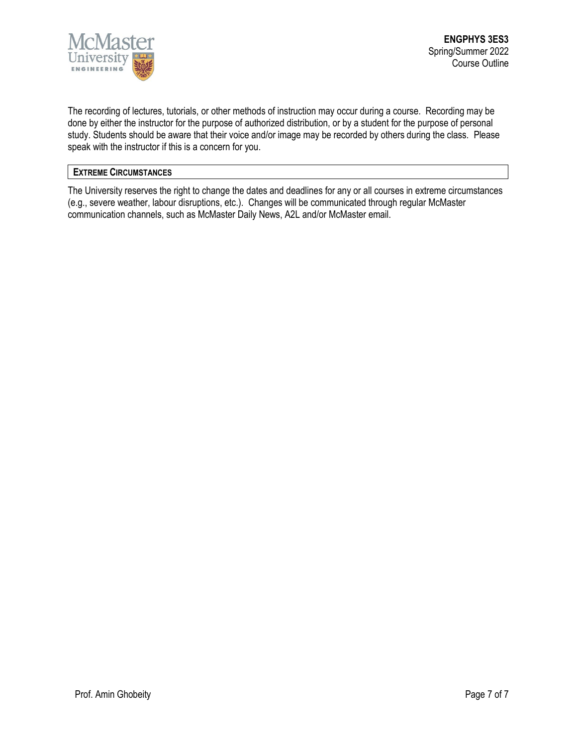The recording of lectures, tutorials, or other methods of instruction may occur during a course. Recording may be done by either the instructor for the purpose of authorized distribution, or by a student for the purpose of personal study. Students should be aware that their voice and/or image may be recorded by others during the class. Please speak with the instructor if this is a concern for you.

## EXTREME CIRCUMSTANCES

The University reserves the right to change the dates and deadlines for any or all courses in extreme circumstances (e.g., severe weather, labour disruptions, etc.). Changes will be communicated through regular McMaster communication channels, such as McMaster Daily News, A2L and/or McMaster email.